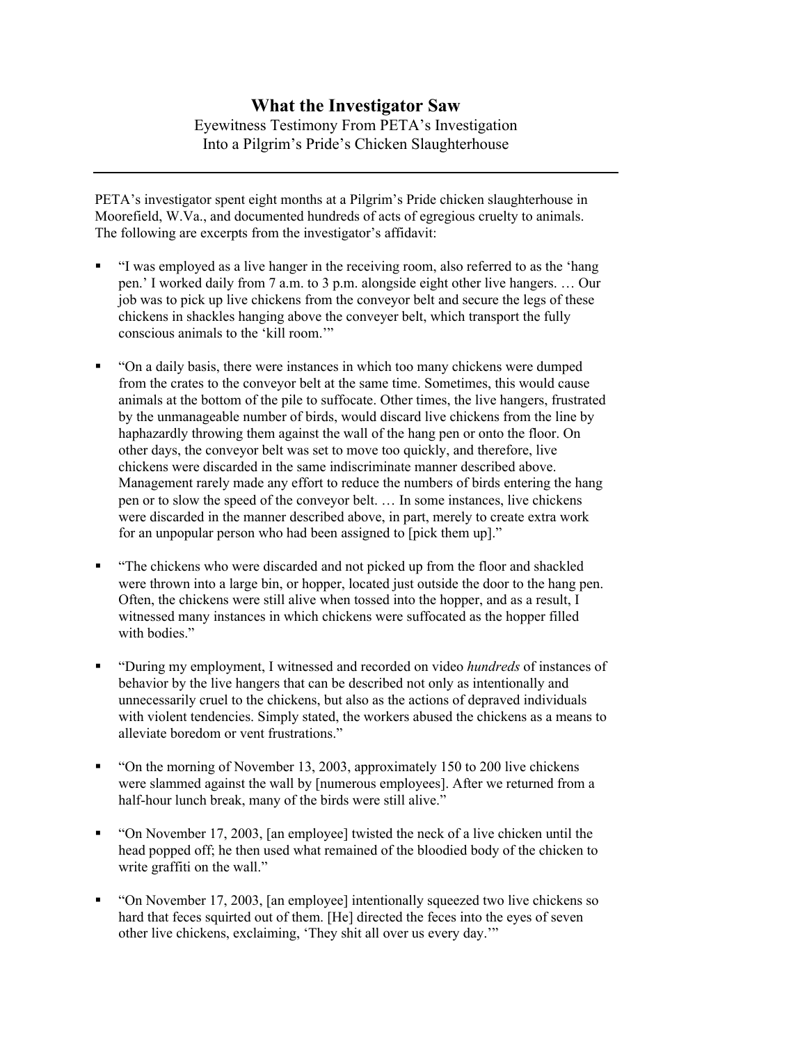# What the Investigator Saw

Eyewitness Testimony From PETA's Investigation
Into a Pilgrim's Pride's Chicken Slaughterhouse

---

PETA's investigator spent eight months at a Pilgrim's Pride chicken slaughterhouse in Moorefield, W.Va., and documented hundreds of acts of egregious cruelty to animals. The following are excerpts from the investigator's affidavit:

- "I was employed as a live hanger in the receiving room, also referred to as the 'hang pen.' I worked daily from 7 a.m. to 3 p.m. alongside eight other live hangers. … Our job was to pick up live chickens from the conveyor belt and secure the legs of these chickens in shackles hanging above the conveyer belt, which transport the fully conscious animals to the 'kill room.'"

- "On a daily basis, there were instances in which too many chickens were dumped from the crates to the conveyor belt at the same time. Sometimes, this would cause animals at the bottom of the pile to suffocate. Other times, the live hangers, frustrated by the unmanageable number of birds, would discard live chickens from the line by haphazardly throwing them against the wall of the hang pen or onto the floor. On other days, the conveyor belt was set to move too quickly, and therefore, live chickens were discarded in the same indiscriminate manner described above. Management rarely made any effort to reduce the numbers of birds entering the hang pen or to slow the speed of the conveyor belt. … In some instances, live chickens were discarded in the manner described above, in part, merely to create extra work for an unpopular person who had been assigned to [pick them up]."

- "The chickens who were discarded and not picked up from the floor and shackled were thrown into a large bin, or hopper, located just outside the door to the hang pen. Often, the chickens were still alive when tossed into the hopper, and as a result, I witnessed many instances in which chickens were suffocated as the hopper filled with bodies."

- "During my employment, I witnessed and recorded on video *hundreds* of instances of behavior by the live hangers that can be described not only as intentionally and unnecessarily cruel to the chickens, but also as the actions of depraved individuals with violent tendencies. Simply stated, the workers abused the chickens as a means to alleviate boredom or vent frustrations."

- "On the morning of November 13, 2003, approximately 150 to 200 live chickens were slammed against the wall by [numerous employees]. After we returned from a half-hour lunch break, many of the birds were still alive."

- "On November 17, 2003, [an employee] twisted the neck of a live chicken until the head popped off; he then used what remained of the bloodied body of the chicken to write graffiti on the wall."

- "On November 17, 2003, [an employee] intentionally squeezed two live chickens so hard that feces squirted out of them. [He] directed the feces into the eyes of seven other live chickens, exclaiming, 'They shit all over us every day.'"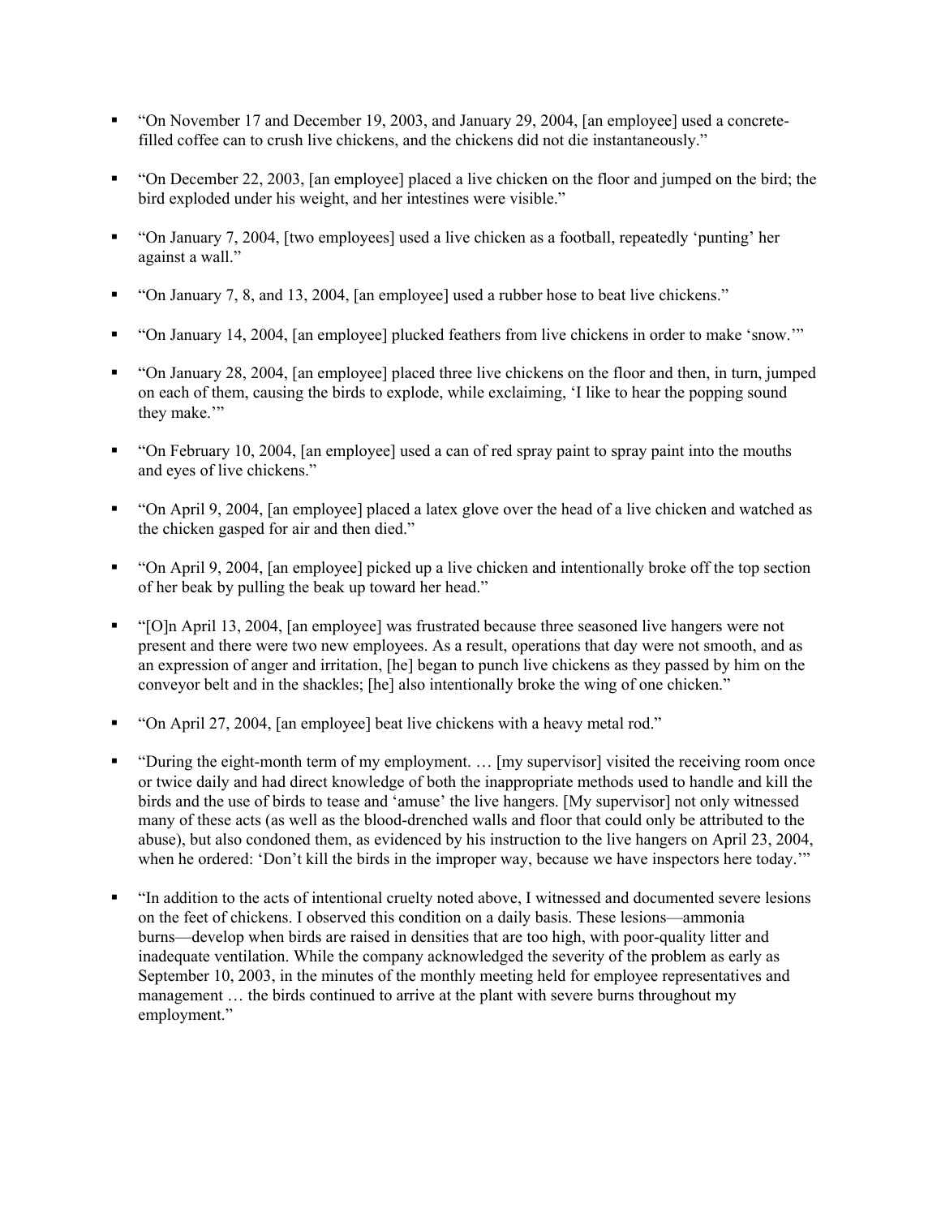- "On November 17 and December 19, 2003, and January 29, 2004, [an employee] used a concrete-filled coffee can to crush live chickens, and the chickens did not die instantaneously."

- "On December 22, 2003, [an employee] placed a live chicken on the floor and jumped on the bird; the bird exploded under his weight, and her intestines were visible."

- "On January 7, 2004, [two employees] used a live chicken as a football, repeatedly 'punting' her against a wall."

- "On January 7, 8, and 13, 2004, [an employee] used a rubber hose to beat live chickens."

- "On January 14, 2004, [an employee] plucked feathers from live chickens in order to make 'snow.'"

- "On January 28, 2004, [an employee] placed three live chickens on the floor and then, in turn, jumped on each of them, causing the birds to explode, while exclaiming, 'I like to hear the popping sound they make.'"

- "On February 10, 2004, [an employee] used a can of red spray paint to spray paint into the mouths and eyes of live chickens."

- "On April 9, 2004, [an employee] placed a latex glove over the head of a live chicken and watched as the chicken gasped for air and then died."

- "On April 9, 2004, [an employee] picked up a live chicken and intentionally broke off the top section of her beak by pulling the beak up toward her head."

- "[O]n April 13, 2004, [an employee] was frustrated because three seasoned live hangers were not present and there were two new employees. As a result, operations that day were not smooth, and as an expression of anger and irritation, [he] began to punch live chickens as they passed by him on the conveyor belt and in the shackles; [he] also intentionally broke the wing of one chicken."

- "On April 27, 2004, [an employee] beat live chickens with a heavy metal rod."

- "During the eight-month term of my employment. … [my supervisor] visited the receiving room once or twice daily and had direct knowledge of both the inappropriate methods used to handle and kill the birds and the use of birds to tease and 'amuse' the live hangers. [My supervisor] not only witnessed many of these acts (as well as the blood-drenched walls and floor that could only be attributed to the abuse), but also condoned them, as evidenced by his instruction to the live hangers on April 23, 2004, when he ordered: 'Don't kill the birds in the improper way, because we have inspectors here today.'"

- "In addition to the acts of intentional cruelty noted above, I witnessed and documented severe lesions on the feet of chickens. I observed this condition on a daily basis. These lesions—ammonia burns—develop when birds are raised in densities that are too high, with poor-quality litter and inadequate ventilation. While the company acknowledged the severity of the problem as early as September 10, 2003, in the minutes of the monthly meeting held for employee representatives and management … the birds continued to arrive at the plant with severe burns throughout my employment."